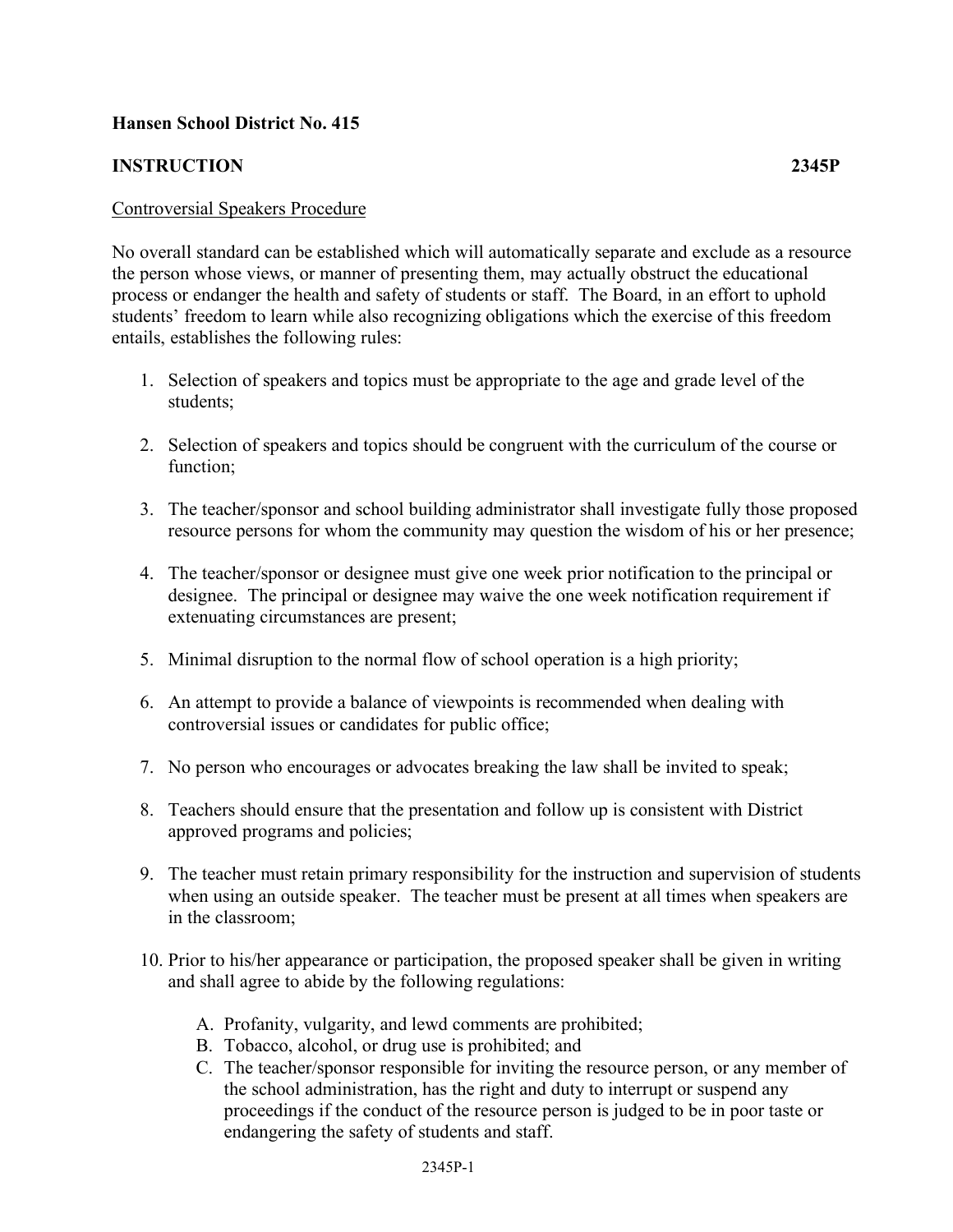**Hansen School District No. 415**

**INSTRUCTION 2345P**

Controversial Speakers Procedure

No overall standard can be established which will automatically separate and exclude as a resource the person whose views, or manner of presenting them, may actually obstruct the educational process or endanger the health and safety of students or staff. The Board, in an effort to uphold students' freedom to learn while also recognizing obligations which the exercise of this freedom entails, establishes the following rules:

1. Selection of speakers and topics must be appropriate to the age and grade level of the students;

2. Selection of speakers and topics should be congruent with the curriculum of the course or function;

3. The teacher/sponsor and school building administrator shall investigate fully those proposed resource persons for whom the community may question the wisdom of his or her presence;

4. The teacher/sponsor or designee must give one week prior notification to the principal or designee. The principal or designee may waive the one week notification requirement if extenuating circumstances are present;

5. Minimal disruption to the normal flow of school operation is a high priority;

6. An attempt to provide a balance of viewpoints is recommended when dealing with controversial issues or candidates for public office;

7. No person who encourages or advocates breaking the law shall be invited to speak;

8. Teachers should ensure that the presentation and follow up is consistent with District approved programs and policies;

9. The teacher must retain primary responsibility for the instruction and supervision of students when using an outside speaker. The teacher must be present at all times when speakers are in the classroom;

10. Prior to his/her appearance or participation, the proposed speaker shall be given in writing and shall agree to abide by the following regulations:

    A. Profanity, vulgarity, and lewd comments are prohibited;
    B. Tobacco, alcohol, or drug use is prohibited; and
    C. The teacher/sponsor responsible for inviting the resource person, or any member of the school administration, has the right and duty to interrupt or suspend any proceedings if the conduct of the resource person is judged to be in poor taste or endangering the safety of students and staff.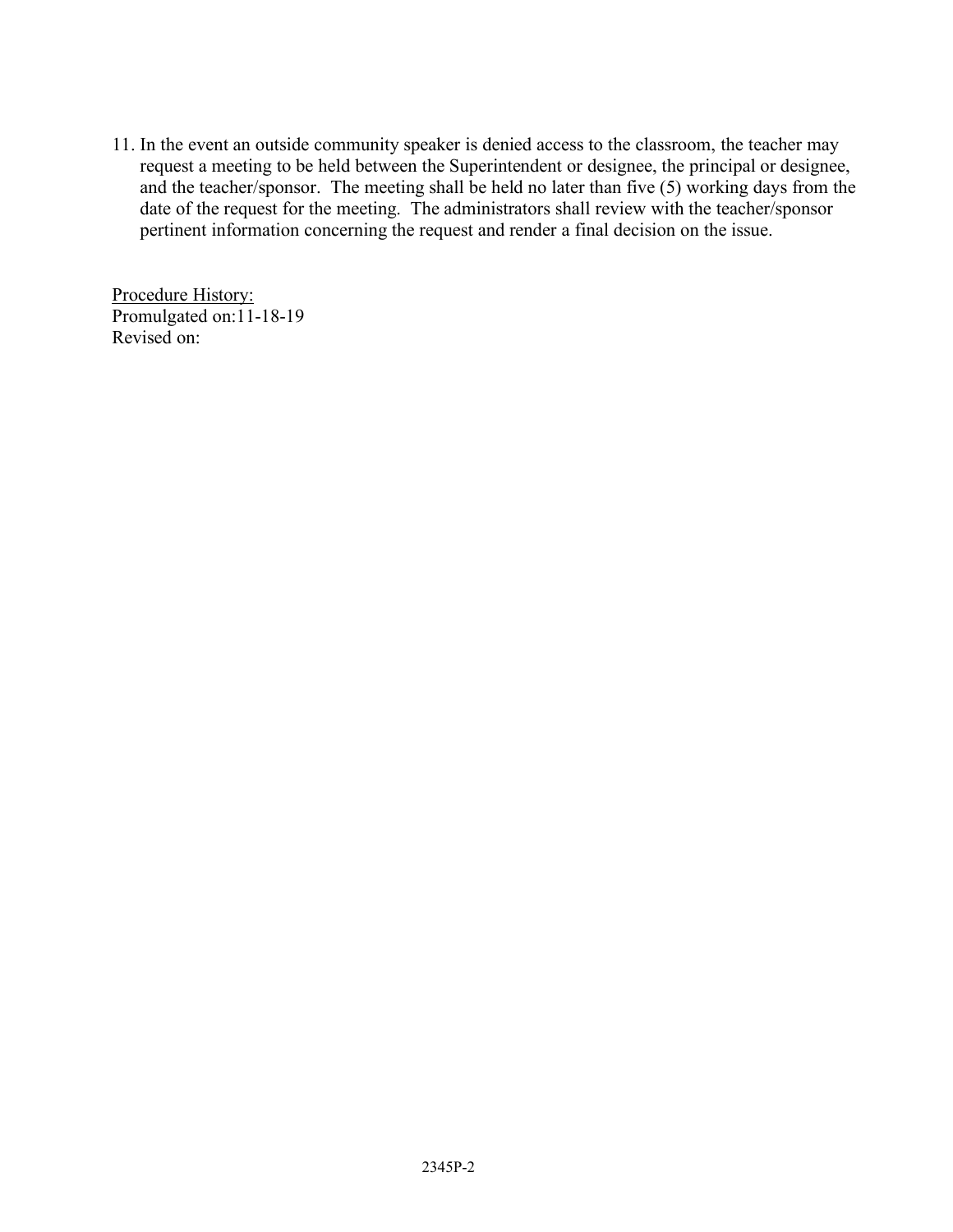11. In the event an outside community speaker is denied access to the classroom, the teacher may request a meeting to be held between the Superintendent or designee, the principal or designee, and the teacher/sponsor. The meeting shall be held no later than five (5) working days from the date of the request for the meeting. The administrators shall review with the teacher/sponsor pertinent information concerning the request and render a final decision on the issue.

<u>Procedure History:</u>
Promulgated on:11-18-19
Revised on: